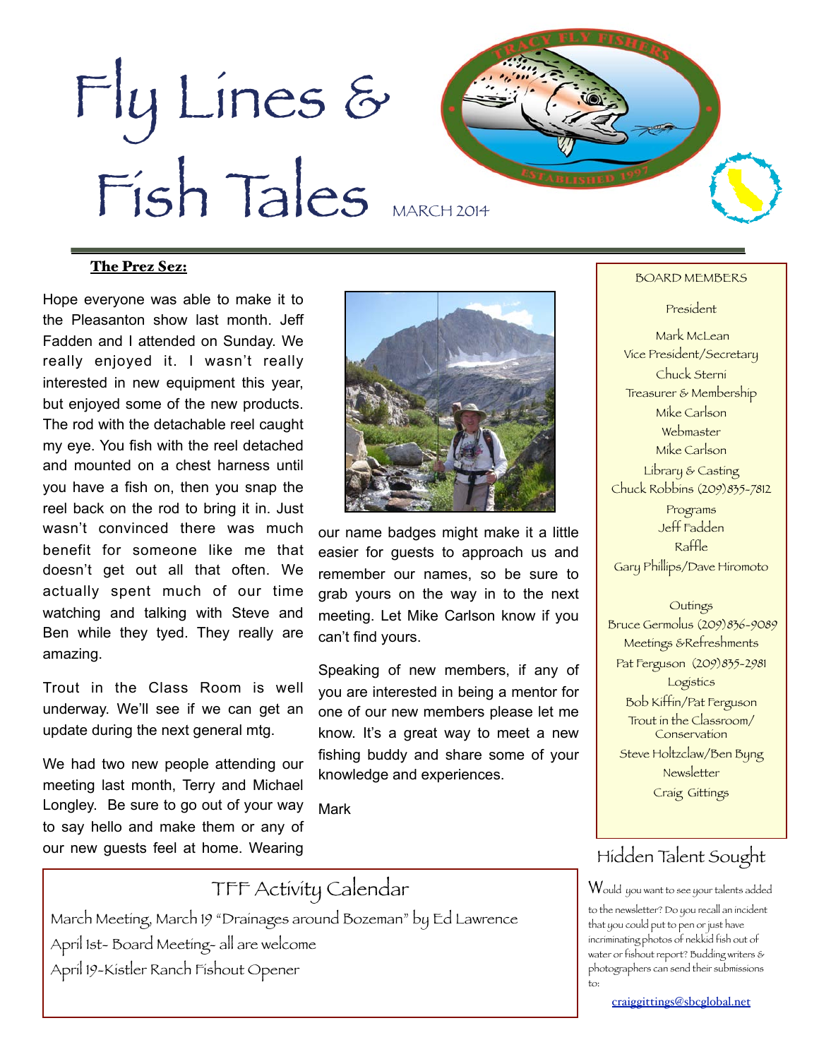# Fly Lines & Fish Tales

MARCH 2014

TRACY FLY FISHERS

ESTABLISHED 1997

### The Prez Sez:

Hope everyone was able to make it to the Pleasanton show last month. Jeff Fadden and I attended on Sunday. We really enjoyed it. I wasn't really interested in new equipment this year, but enjoyed some of the new products. The rod with the detachable reel caught my eye. You fish with the reel detached and mounted on a chest harness until you have a fish on, then you snap the reel back on the rod to bring it in. Just wasn't convinced there was much benefit for someone like me that doesn't get out all that often. We actually spent much of our time watching and talking with Steve and Ben while they tyed. They really are amazing.

Trout in the Class Room is well underway. We'll see if we can get an update during the next general mtg.

We had two new people attending our meeting last month, Terry and Michael Longley. Be sure to go out of your way to say hello and make them or any of our new guests feel at home. Wearing our name badges might make it a little easier for guests to approach us and remember our names, so be sure to grab yours on the way in to the next meeting. Let Mike Carlson know if you can't find yours.

Speaking of new members, if any of you are interested in being a mentor for one of our new members please let me know. It's a great way to meet a new fishing buddy and share some of your knowledge and experiences.

Mark

### BOARD MEMBERS

President
Mark McLean

Vice President/Secretary
Chuck Sterni

Treasurer & Membership
Mike Carlson

Webmaster
Mike Carlson

Library & Casting
Chuck Robbins (209)835-7812

Programs
Jeff Fadden

Raffle
Gary Phillips/Dave Hiromoto

Outings
Bruce Germolus (209)836-9089

Meetings &Refreshments
Pat Ferguson (209)835-2981

Logistics
Bob Kiffin/Pat Ferguson

Trout in the Classroom/ Conservation
Steve Holtzclaw/Ben Byng

Newsletter
Craig Gittings

### TFF Activity Calendar

March Meeting, March 19 "Drainages around Bozeman" by Ed Lawrence

April 1st- Board Meeting- all are welcome

April 19-Kistler Ranch Fishout Opener

### Hidden Talent Sought

Would you want to see your talents added to the newsletter? Do you recall an incident that you could put to pen or just have incriminating photos of nekkid fish out of water or fishout report? Budding writers & photographers can send their submissions to:

craiggittings@sbcglobal.net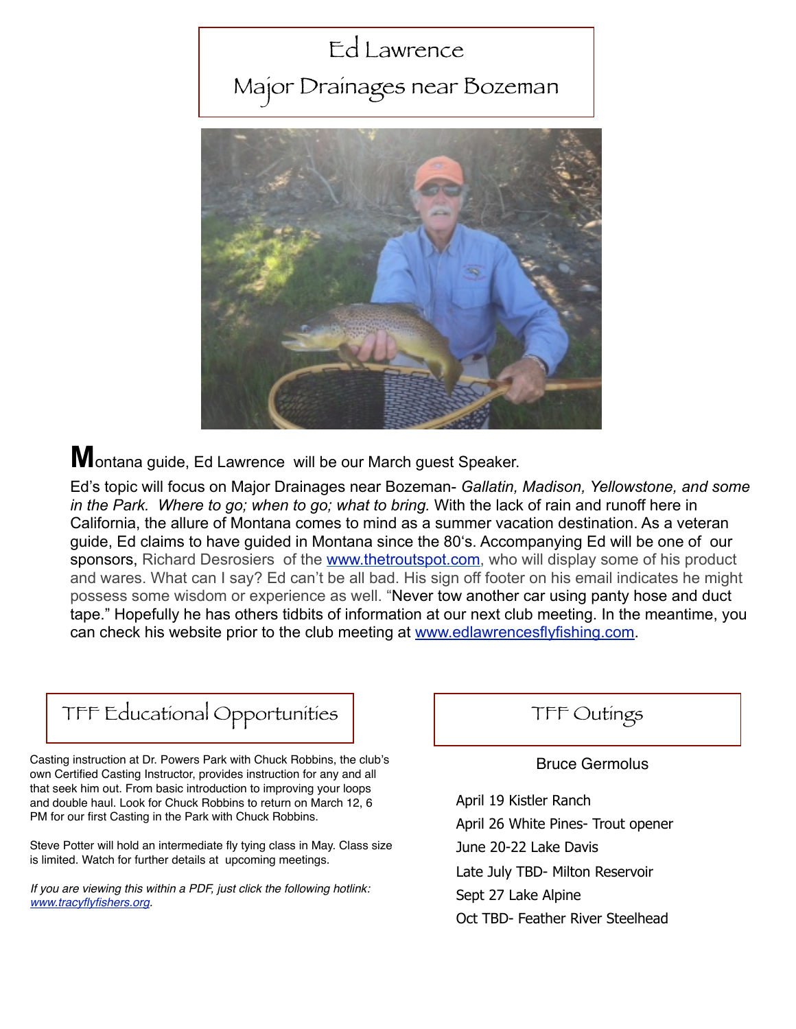# Ed Lawrence

## Major Drainages near Bozeman

**M**ontana guide, Ed Lawrence will be our March guest Speaker.

Ed's topic will focus on Major Drainages near Bozeman- *Gallatin, Madison, Yellowstone, and some in the Park. Where to go; when to go; what to bring.* With the lack of rain and runoff here in California, the allure of Montana comes to mind as a summer vacation destination. As a veteran guide, Ed claims to have guided in Montana since the 80's. Accompanying Ed will be one of our sponsors, Richard Desrosiers of the www.thetroutspot.com, who will display some of his product and wares. What can I say? Ed can't be all bad. His sign off footer on his email indicates he might possess some wisdom or experience as well. "Never tow another car using panty hose and duct tape." Hopefully he has others tidbits of information at our next club meeting. In the meantime, you can check his website prior to the club meeting at www.edlawrencesflyfishing.com.

## TFF Educational Opportunities

Casting instruction at Dr. Powers Park with Chuck Robbins, the club's own Certified Casting Instructor, provides instruction for any and all that seek him out. From basic introduction to improving your loops and double haul. Look for Chuck Robbins to return on March 12, 6 PM for our first Casting in the Park with Chuck Robbins.

Steve Potter will hold an intermediate fly tying class in May. Class size is limited. Watch for further details at upcoming meetings.

*If you are viewing this within a PDF, just click the following hotlink: www.tracyflyfishers.org.*

## TFF Outings

Bruce Germolus

- April 19 Kistler Ranch
- April 26 White Pines- Trout opener
- June 20-22 Lake Davis
- Late July TBD- Milton Reservoir
- Sept 27 Lake Alpine
- Oct TBD- Feather River Steelhead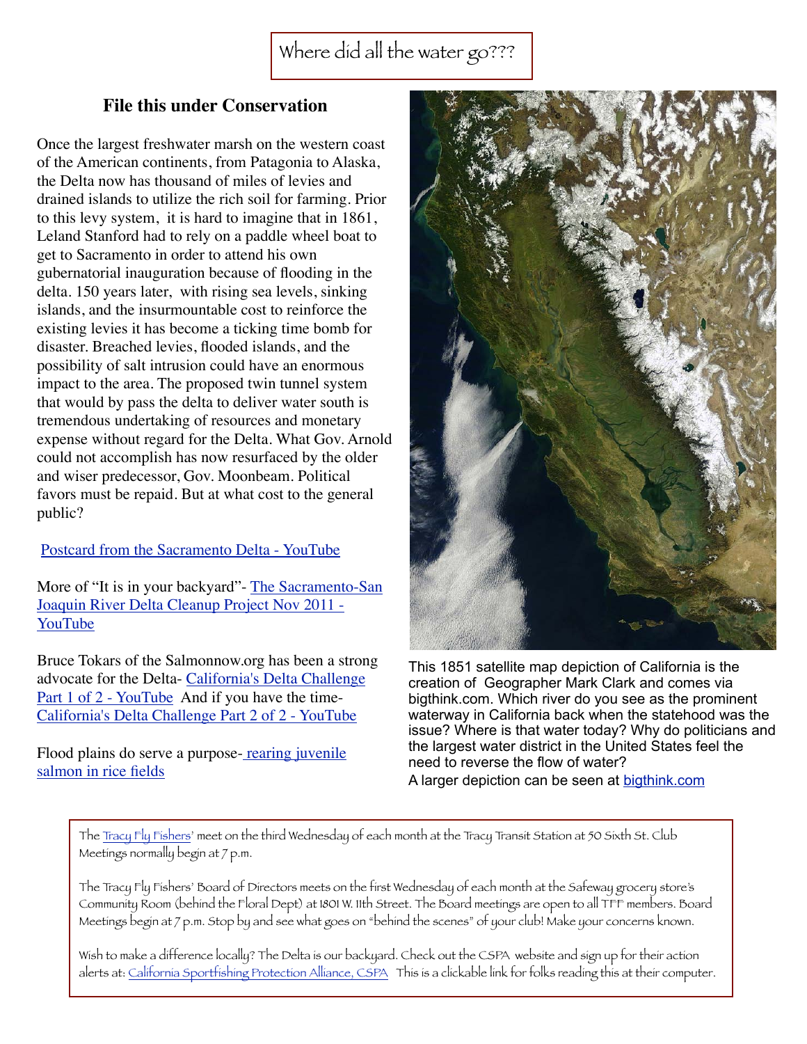Where did all the water go???

## File this under Conservation

Once the largest freshwater marsh on the western coast of the American continents, from Patagonia to Alaska, the Delta now has thousand of miles of levies and drained islands to utilize the rich soil for farming. Prior to this levy system, it is hard to imagine that in 1861, Leland Stanford had to rely on a paddle wheel boat to get to Sacramento in order to attend his own gubernatorial inauguration because of flooding in the delta. 150 years later, with rising sea levels, sinking islands, and the insurmountable cost to reinforce the existing levies it has become a ticking time bomb for disaster. Breached levies, flooded islands, and the possibility of salt intrusion could have an enormous impact to the area. The proposed twin tunnel system that would by pass the delta to deliver water south is tremendous undertaking of resources and monetary expense without regard for the Delta. What Gov. Arnold could not accomplish has now resurfaced by the older and wiser predecessor, Gov. Moonbeam. Political favors must be repaid. But at what cost to the general public?

Postcard from the Sacramento Delta - YouTube

More of "It is in your backyard"- The Sacramento-San Joaquin River Delta Cleanup Project Nov 2011 - YouTube

Bruce Tokars of the Salmonnow.org has been a strong advocate for the Delta- California's Delta Challenge Part 1 of 2 - YouTube And if you have the time- California's Delta Challenge Part 2 of 2 - YouTube

Flood plains do serve a purpose- rearing juvenile salmon in rice fields

This 1851 satellite map depiction of California is the creation of Geographer Mark Clark and comes via bigthink.com. Which river do you see as the prominent waterway in California back when the statehood was the issue? Where is that water today? Why do politicians and the largest water district in the United States feel the need to reverse the flow of water?
A larger depiction can be seen at bigthink.com

The Tracy Fly Fishers' meet on the third Wednesday of each month at the Tracy Transit Station at 50 Sixth St. Club Meetings normally begin at 7 p.m.

The Tracy Fly Fishers' Board of Directors meets on the first Wednesday of each month at the Safeway grocery store's Community Room (behind the Floral Dept) at 1801 W. 11th Street. The Board meetings are open to all TFF members. Board Meetings begin at 7 p.m. Stop by and see what goes on "behind the scenes" of your club! Make your concerns known.

Wish to make a difference locally? The Delta is our backyard. Check out the CSPA website and sign up for their action alerts at: California Sportfishing Protection Alliance, CSPA This is a clickable link for folks reading this at their computer.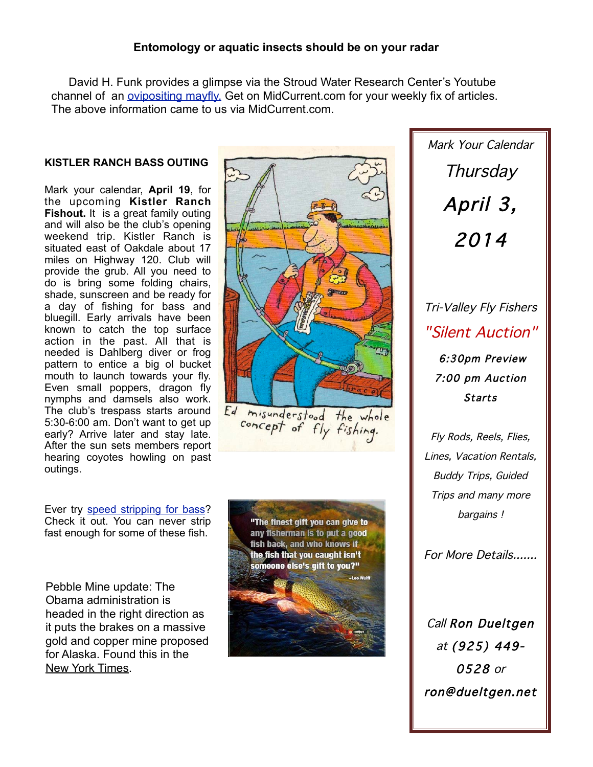**Entomology or aquatic insects should be on your radar**

David H. Funk provides a glimpse via the Stroud Water Research Center's Youtube channel of an ovipositing mayfly. Get on MidCurrent.com for your weekly fix of articles. The above information came to us via MidCurrent.com.

**KISTLER RANCH BASS OUTING**

Mark your calendar, **April 19**, for the upcoming **Kistler Ranch Fishout.** It is a great family outing and will also be the club's opening weekend trip. Kistler Ranch is situated east of Oakdale about 17 miles on Highway 120. Club will provide the grub. All you need to do is bring some folding chairs, shade, sunscreen and be ready for a day of fishing for bass and bluegill. Early arrivals have been known to catch the top surface action in the past. All that is needed is Dahlberg diver or frog pattern to entice a big ol bucket mouth to launch towards your fly. Even small poppers, dragon fly nymphs and damsels also work. The club's trespass starts around 5:30-6:00 am. Don't want to get up early? Arrive later and stay late. After the sun sets members report hearing coyotes howling on past outings.

Ed misunderstood the whole concept of fly fishing.

Ever try speed stripping for bass? Check it out. You can never strip fast enough for some of these fish.

"The finest gift you can give to any fisherman is to put a good fish back, and who knows if the fish that you caught isn't someone else's gift to you?" – Lee Wulff

Pebble Mine update: The Obama administration is headed in the right direction as it puts the brakes on a massive gold and copper mine proposed for Alaska. Found this in the New York Times.

*Mark Your Calendar*

*Thursday*

*April 3, 2014*

*Tri-Valley Fly Fishers*

*"Silent Auction"*

*6:30pm Preview*

*7:00 pm Auction Starts*

*Fly Rods, Reels, Flies, Lines, Vacation Rentals, Buddy Trips, Guided Trips and many more bargains !*

*For More Details.......*

*Call Ron Dueltgen at (925) 449-0528 or ron@dueltgen.net*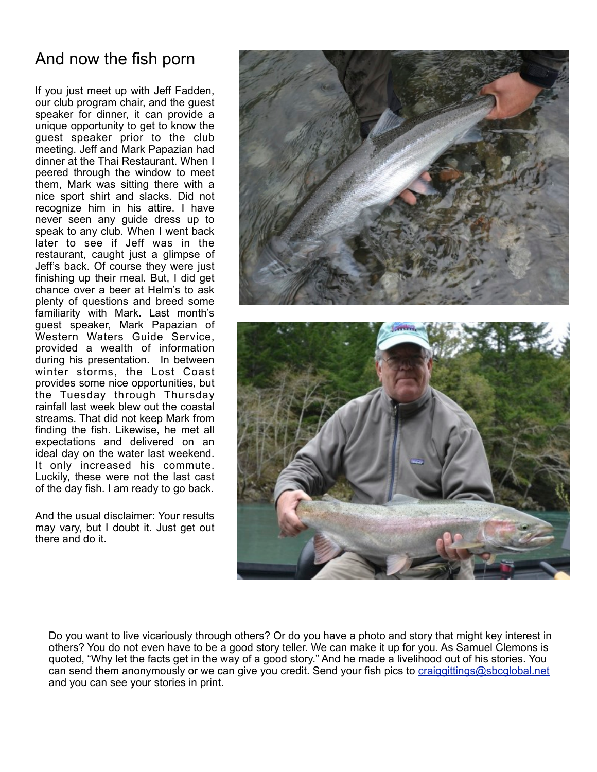## And now the fish porn

If you just meet up with Jeff Fadden, our club program chair, and the guest speaker for dinner, it can provide a unique opportunity to get to know the guest speaker prior to the club meeting. Jeff and Mark Papazian had dinner at the Thai Restaurant. When I peered through the window to meet them, Mark was sitting there with a nice sport shirt and slacks. Did not recognize him in his attire. I have never seen any guide dress up to speak to any club. When I went back later to see if Jeff was in the restaurant, caught just a glimpse of Jeff's back. Of course they were just finishing up their meal. But, I did get chance over a beer at Helm's to ask plenty of questions and breed some familiarity with Mark. Last month's guest speaker, Mark Papazian of Western Waters Guide Service, provided a wealth of information during his presentation. In between winter storms, the Lost Coast provides some nice opportunities, but the Tuesday through Thursday rainfall last week blew out the coastal streams. That did not keep Mark from finding the fish. Likewise, he met all expectations and delivered on an ideal day on the water last weekend. It only increased his commute. Luckily, these were not the last cast of the day fish. I am ready to go back.

And the usual disclaimer: Your results may vary, but I doubt it. Just get out there and do it.

Do you want to live vicariously through others? Or do you have a photo and story that might key interest in others? You do not even have to be a good story teller. We can make it up for you. As Samuel Clemons is quoted, "Why let the facts get in the way of a good story." And he made a livelihood out of his stories. You can send them anonymously or we can give you credit. Send your fish pics to craiggittings@sbcglobal.net and you can see your stories in print.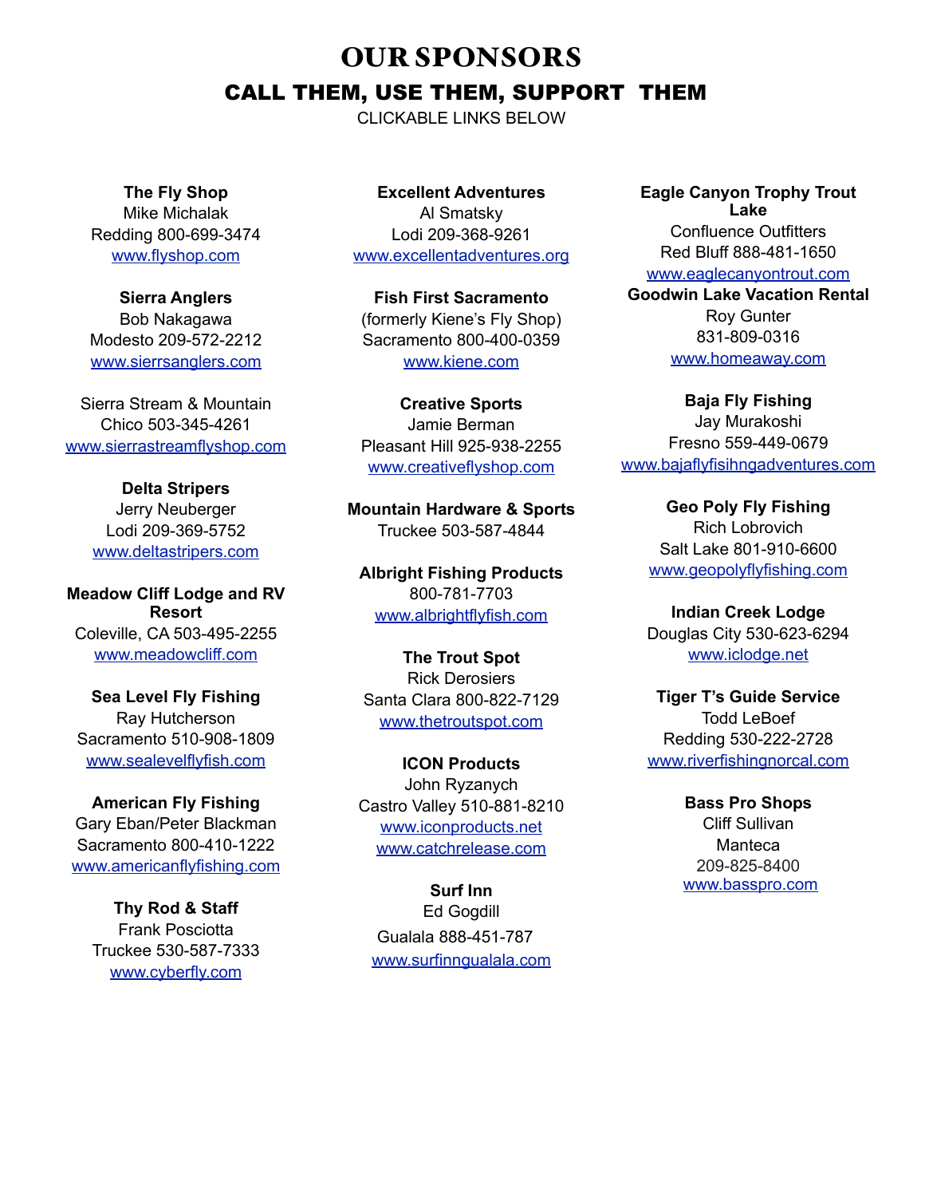# OUR SPONSORS

## CALL THEM, USE THEM, SUPPORT THEM

CLICKABLE LINKS BELOW

**The Fly Shop**
Mike Michalak
Redding 800-699-3474
www.flyshop.com

**Sierra Anglers**
Bob Nakagawa
Modesto 209-572-2212
www.sierrsanglers.com

Sierra Stream & Mountain
Chico 503-345-4261
www.sierrastreamflyshop.com

**Delta Stripers**
Jerry Neuberger
Lodi 209-369-5752
www.deltastripers.com

**Meadow Cliff Lodge and RV Resort**
Coleville, CA 503-495-2255
www.meadowcliff.com

**Sea Level Fly Fishing**
Ray Hutcherson
Sacramento 510-908-1809
www.sealevelflyfish.com

**American Fly Fishing**
Gary Eban/Peter Blackman
Sacramento 800-410-1222
www.americanflyfishing.com

**Thy Rod & Staff**
Frank Posciotta
Truckee 530-587-7333
www.cyberfly.com

**Excellent Adventures**
Al Smatsky
Lodi 209-368-9261
www.excellentadventures.org

**Fish First Sacramento**
(formerly Kiene's Fly Shop)
Sacramento 800-400-0359
www.kiene.com

**Creative Sports**
Jamie Berman
Pleasant Hill 925-938-2255
www.creativeflyshop.com

**Mountain Hardware & Sports**
Truckee 503-587-4844

**Albright Fishing Products**
800-781-7703
www.albrightflyfish.com

**The Trout Spot**
Rick Derosiers
Santa Clara 800-822-7129
www.thetroutspot.com

**ICON Products**
John Ryzanych
Castro Valley 510-881-8210
www.iconproducts.net
www.catchrelease.com

**Surf Inn**
Ed Gogdill
Gualala 888-451-787
www.surfinngualala.com

**Eagle Canyon Trophy Trout Lake**
Confluence Outfitters
Red Bluff 888-481-1650
www.eaglecanyontrout.com

**Goodwin Lake Vacation Rental**
Roy Gunter
831-809-0316
www.homeaway.com

**Baja Fly Fishing**
Jay Murakoshi
Fresno 559-449-0679
www.bajaflyfisihngadventures.com

**Geo Poly Fly Fishing**
Rich Lobrovich
Salt Lake 801-910-6600
www.geopolyflyfishing.com

**Indian Creek Lodge**
Douglas City 530-623-6294
www.iclodge.net

**Tiger T's Guide Service**
Todd LeBoef
Redding 530-222-2728
www.riverfishingnorcal.com

**Bass Pro Shops**
Cliff Sullivan
Manteca
209-825-8400
www.basspro.com